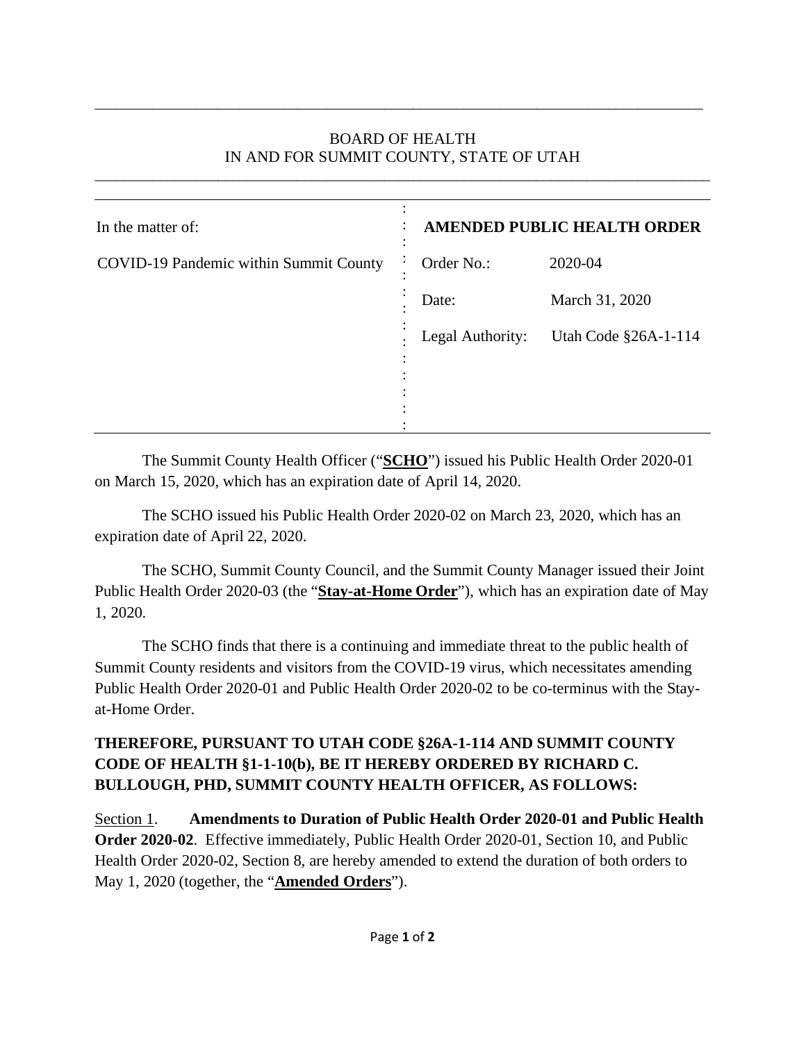BOARD OF HEALTH
IN AND FOR SUMMIT COUNTY, STATE OF UTAH

| In the matter of: | **AMENDED PUBLIC HEALTH ORDER** | |
|---|---|---|
| COVID-19 Pandemic within Summit County | Order No.: | 2020-04 |
| | Date: | March 31, 2020 |
| | Legal Authority: | Utah Code §26A-1-114 |

The Summit County Health Officer ("**SCHO**") issued his Public Health Order 2020-01 on March 15, 2020, which has an expiration date of April 14, 2020.

The SCHO issued his Public Health Order 2020-02 on March 23, 2020, which has an expiration date of April 22, 2020.

The SCHO, Summit County Council, and the Summit County Manager issued their Joint Public Health Order 2020-03 (the "**Stay-at-Home Order**"), which has an expiration date of May 1, 2020.

The SCHO finds that there is a continuing and immediate threat to the public health of Summit County residents and visitors from the COVID-19 virus, which necessitates amending Public Health Order 2020-01 and Public Health Order 2020-02 to be co-terminus with the Stay-at-Home Order.

**THEREFORE, PURSUANT TO UTAH CODE §26A-1-114 AND SUMMIT COUNTY CODE OF HEALTH §1-1-10(b), BE IT HEREBY ORDERED BY RICHARD C. BULLOUGH, PHD, SUMMIT COUNTY HEALTH OFFICER, AS FOLLOWS:**

Section 1. **Amendments to Duration of Public Health Order 2020-01 and Public Health Order 2020-02**. Effective immediately, Public Health Order 2020-01, Section 10, and Public Health Order 2020-02, Section 8, are hereby amended to extend the duration of both orders to May 1, 2020 (together, the "**Amended Orders**").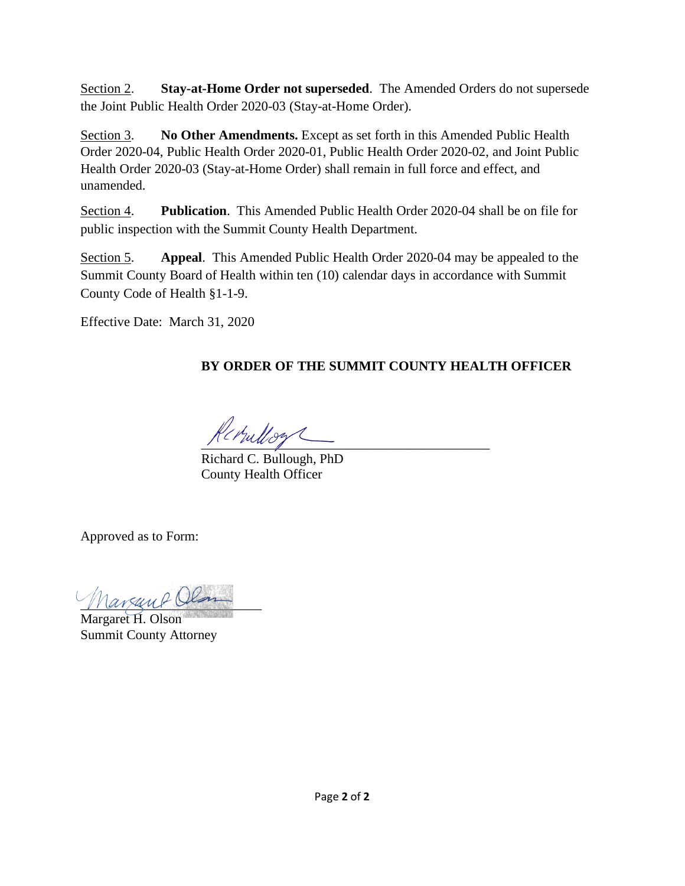Section 2. **Stay-at-Home Order not superseded**. The Amended Orders do not supersede the Joint Public Health Order 2020-03 (Stay-at-Home Order).

Section 3. **No Other Amendments.** Except as set forth in this Amended Public Health Order 2020-04, Public Health Order 2020-01, Public Health Order 2020-02, and Joint Public Health Order 2020-03 (Stay-at-Home Order) shall remain in full force and effect, and unamended.

Section 4. **Publication**. This Amended Public Health Order 2020-04 shall be on file for public inspection with the Summit County Health Department.

Section 5. **Appeal**. This Amended Public Health Order 2020-04 may be appealed to the Summit County Board of Health within ten (10) calendar days in accordance with Summit County Code of Health §1-1-9.

Effective Date: March 31, 2020

**BY ORDER OF THE SUMMIT COUNTY HEALTH OFFICER**

Richard C. Bullough, PhD
County Health Officer

Approved as to Form:

Margaret H. Olson
Summit County Attorney